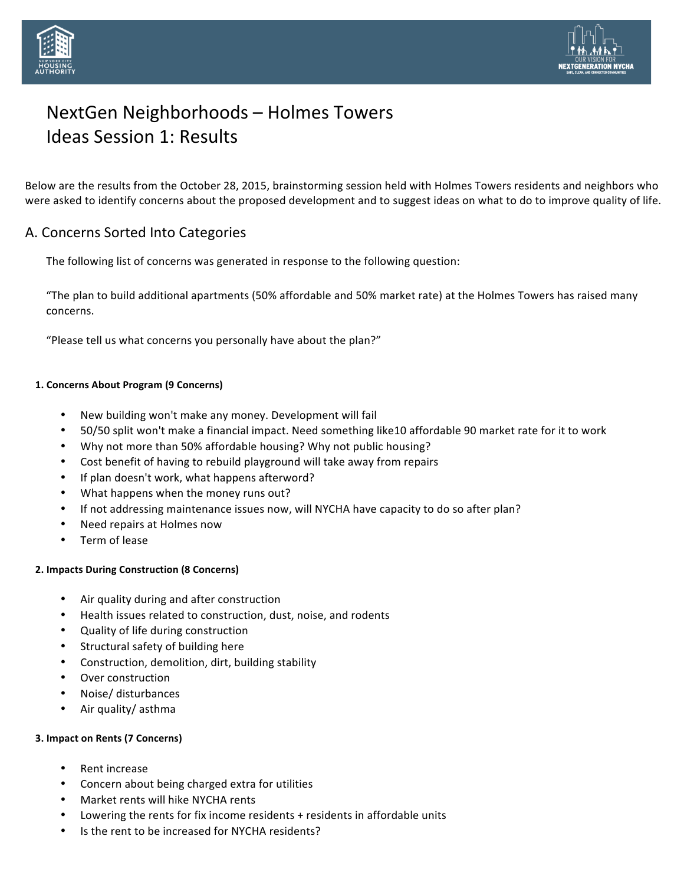# NextGen Neighborhoods – Holmes Towers
# Ideas Session 1: Results

Below are the results from the October 28, 2015, brainstorming session held with Holmes Towers residents and neighbors who were asked to identify concerns about the proposed development and to suggest ideas on what to do to improve quality of life.

## A. Concerns Sorted Into Categories

The following list of concerns was generated in response to the following question:

"The plan to build additional apartments (50% affordable and 50% market rate) at the Holmes Towers has raised many concerns.

"Please tell us what concerns you personally have about the plan?"

#### 1. Concerns About Program (9 Concerns)

- New building won't make any money. Development will fail
- 50/50 split won't make a financial impact. Need something like10 affordable 90 market rate for it to work
- Why not more than 50% affordable housing? Why not public housing?
- Cost benefit of having to rebuild playground will take away from repairs
- If plan doesn't work, what happens afterword?
- What happens when the money runs out?
- If not addressing maintenance issues now, will NYCHA have capacity to do so after plan?
- Need repairs at Holmes now
- Term of lease

#### 2. Impacts During Construction (8 Concerns)

- Air quality during and after construction
- Health issues related to construction, dust, noise, and rodents
- Quality of life during construction
- Structural safety of building here
- Construction, demolition, dirt, building stability
- Over construction
- Noise/ disturbances
- Air quality/ asthma

#### 3. Impact on Rents (7 Concerns)

- Rent increase
- Concern about being charged extra for utilities
- Market rents will hike NYCHA rents
- Lowering the rents for fix income residents + residents in affordable units
- Is the rent to be increased for NYCHA residents?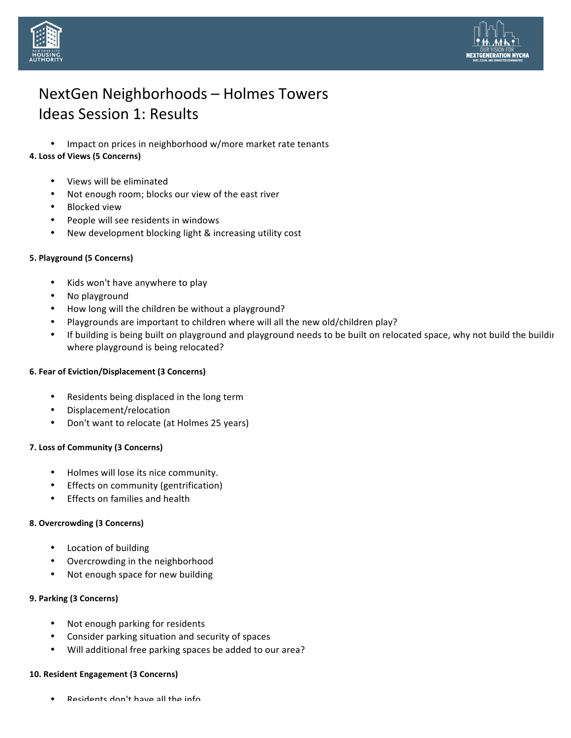# NextGen Neighborhoods – Holmes Towers
# Ideas Session 1: Results

- Impact on prices in neighborhood w/more market rate tenants

**4. Loss of Views (5 Concerns)**

- Views will be eliminated
- Not enough room; blocks our view of the east river
- Blocked view
- People will see residents in windows
- New development blocking light & increasing utility cost

**5. Playground (5 Concerns)**

- Kids won't have anywhere to play
- No playground
- How long will the children be without a playground?
- Playgrounds are important to children where will all the new old/children play?
- If building is being built on playground and playground needs to be built on relocated space, why not build the buildir where playground is being relocated?

**6. Fear of Eviction/Displacement (3 Concerns)**

- Residents being displaced in the long term
- Displacement/relocation
- Don't want to relocate (at Holmes 25 years)

**7. Loss of Community (3 Concerns)**

- Holmes will lose its nice community.
- Effects on community (gentrification)
- Effects on families and health

**8. Overcrowding (3 Concerns)**

- Location of building
- Overcrowding in the neighborhood
- Not enough space for new building

**9. Parking (3 Concerns)**

- Not enough parking for residents
- Consider parking situation and security of spaces
- Will additional free parking spaces be added to our area?

**10. Resident Engagement (3 Concerns)**

- Residents don't have all the info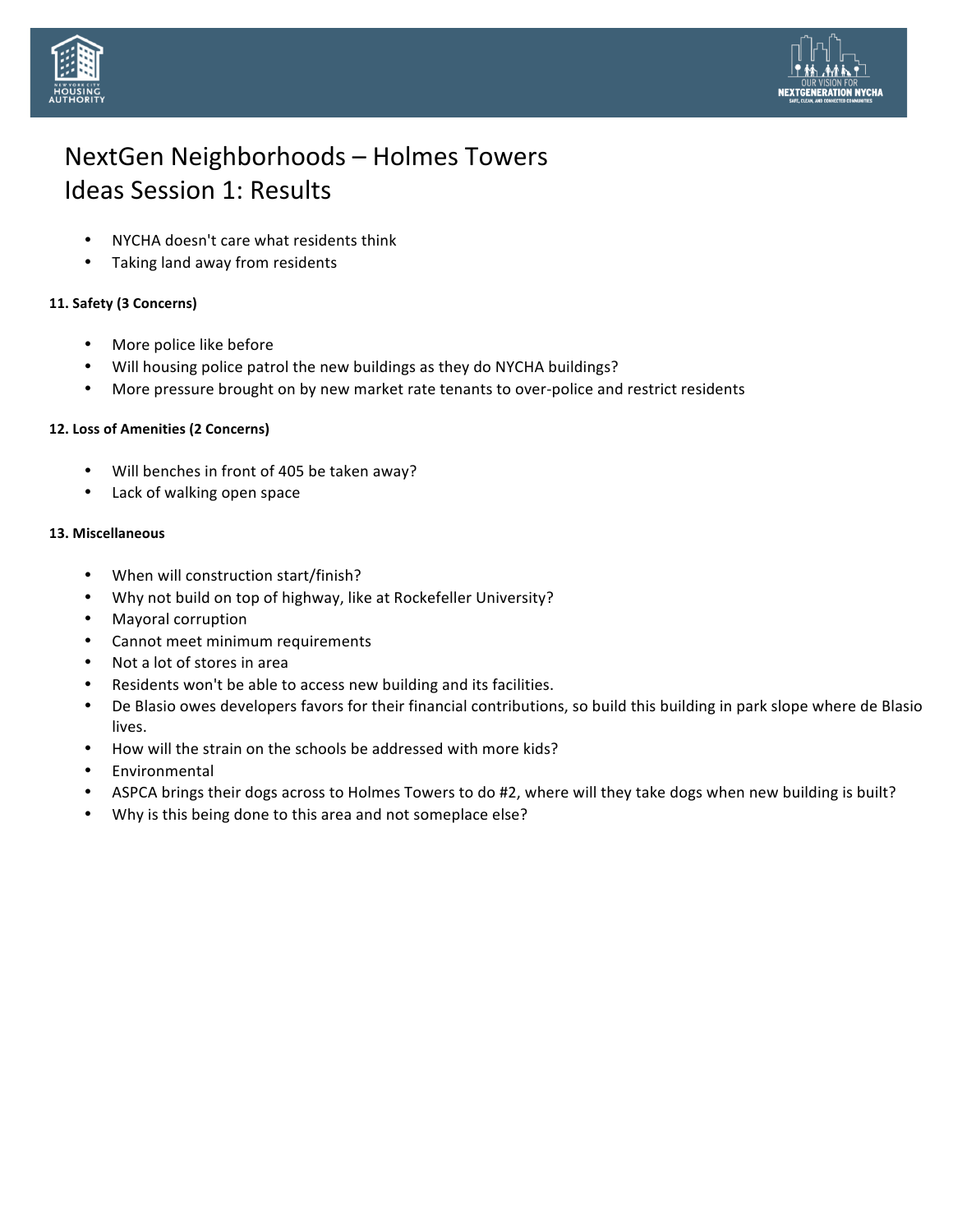# NextGen Neighborhoods – Holmes Towers
# Ideas Session 1: Results

- NYCHA doesn't care what residents think
- Taking land away from residents

**11. Safety (3 Concerns)**

- More police like before
- Will housing police patrol the new buildings as they do NYCHA buildings?
- More pressure brought on by new market rate tenants to over-police and restrict residents

**12. Loss of Amenities (2 Concerns)**

- Will benches in front of 405 be taken away?
- Lack of walking open space

**13. Miscellaneous**

- When will construction start/finish?
- Why not build on top of highway, like at Rockefeller University?
- Mayoral corruption
- Cannot meet minimum requirements
- Not a lot of stores in area
- Residents won't be able to access new building and its facilities.
- De Blasio owes developers favors for their financial contributions, so build this building in park slope where de Blasio lives.
- How will the strain on the schools be addressed with more kids?
- Environmental
- ASPCA brings their dogs across to Holmes Towers to do #2, where will they take dogs when new building is built?
- Why is this being done to this area and not someplace else?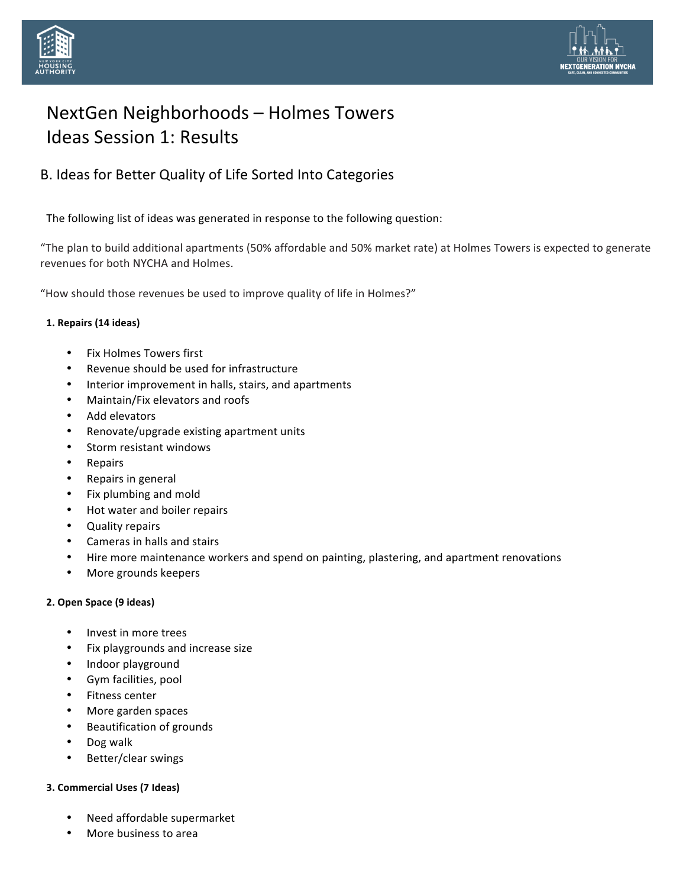# NextGen Neighborhoods – Holmes Towers
# Ideas Session 1: Results

## B. Ideas for Better Quality of Life Sorted Into Categories

The following list of ideas was generated in response to the following question:

"The plan to build additional apartments (50% affordable and 50% market rate) at Holmes Towers is expected to generate revenues for both NYCHA and Holmes.

"How should those revenues be used to improve quality of life in Holmes?"

**1. Repairs (14 ideas)**

- Fix Holmes Towers first
- Revenue should be used for infrastructure
- Interior improvement in halls, stairs, and apartments
- Maintain/Fix elevators and roofs
- Add elevators
- Renovate/upgrade existing apartment units
- Storm resistant windows
- Repairs
- Repairs in general
- Fix plumbing and mold
- Hot water and boiler repairs
- Quality repairs
- Cameras in halls and stairs
- Hire more maintenance workers and spend on painting, plastering, and apartment renovations
- More grounds keepers

**2. Open Space (9 ideas)**

- Invest in more trees
- Fix playgrounds and increase size
- Indoor playground
- Gym facilities, pool
- Fitness center
- More garden spaces
- Beautification of grounds
- Dog walk
- Better/clear swings

**3. Commercial Uses (7 Ideas)**

- Need affordable supermarket
- More business to area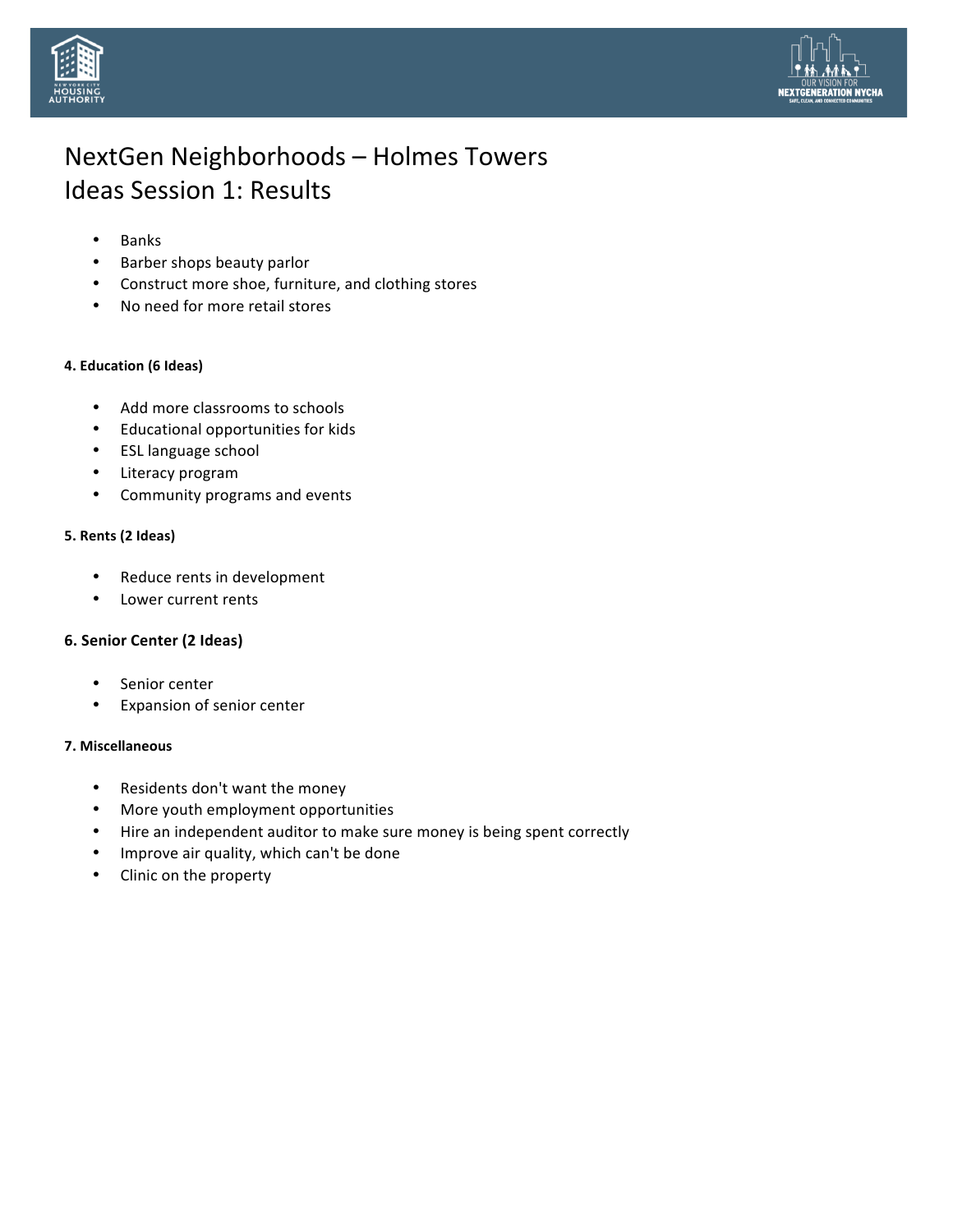# NextGen Neighborhoods – Holmes Towers
# Ideas Session 1: Results

- Banks
- Barber shops beauty parlor
- Construct more shoe, furniture, and clothing stores
- No need for more retail stores

**4. Education (6 Ideas)**

- Add more classrooms to schools
- Educational opportunities for kids
- ESL language school
- Literacy program
- Community programs and events

**5. Rents (2 Ideas)**

- Reduce rents in development
- Lower current rents

**6. Senior Center (2 Ideas)**

- Senior center
- Expansion of senior center

**7. Miscellaneous**

- Residents don't want the money
- More youth employment opportunities
- Hire an independent auditor to make sure money is being spent correctly
- Improve air quality, which can't be done
- Clinic on the property